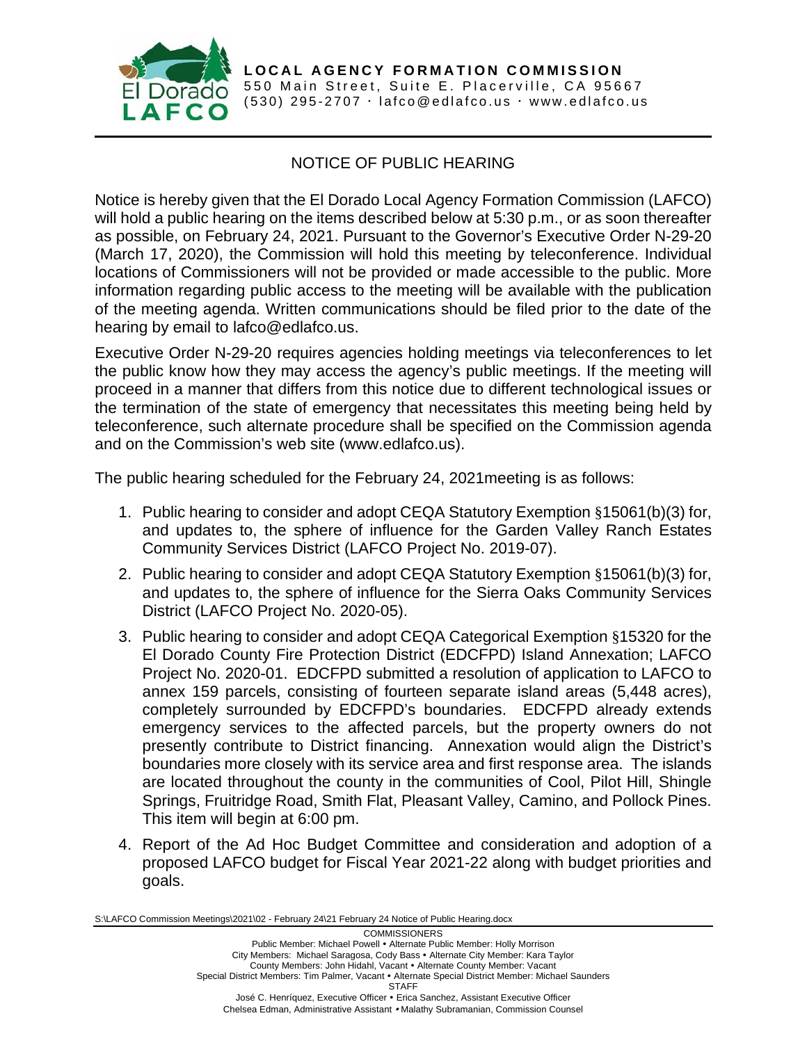**LOCAL AGENCY FORMATION COMMISSION**
550 Main Street, Suite E. Placerville, CA 95667
(530) 295-2707 · lafco@edlafco.us · www.edlafco.us

# NOTICE OF PUBLIC HEARING

Notice is hereby given that the El Dorado Local Agency Formation Commission (LAFCO) will hold a public hearing on the items described below at 5:30 p.m., or as soon thereafter as possible, on February 24, 2021. Pursuant to the Governor's Executive Order N-29-20 (March 17, 2020), the Commission will hold this meeting by teleconference. Individual locations of Commissioners will not be provided or made accessible to the public. More information regarding public access to the meeting will be available with the publication of the meeting agenda. Written communications should be filed prior to the date of the hearing by email to lafco@edlafco.us.

Executive Order N-29-20 requires agencies holding meetings via teleconferences to let the public know how they may access the agency's public meetings. If the meeting will proceed in a manner that differs from this notice due to different technological issues or the termination of the state of emergency that necessitates this meeting being held by teleconference, such alternate procedure shall be specified on the Commission agenda and on the Commission's web site (www.edlafco.us).

The public hearing scheduled for the February 24, 2021meeting is as follows:

1. Public hearing to consider and adopt CEQA Statutory Exemption §15061(b)(3) for, and updates to, the sphere of influence for the Garden Valley Ranch Estates Community Services District (LAFCO Project No. 2019-07).
2. Public hearing to consider and adopt CEQA Statutory Exemption §15061(b)(3) for, and updates to, the sphere of influence for the Sierra Oaks Community Services District (LAFCO Project No. 2020-05).
3. Public hearing to consider and adopt CEQA Categorical Exemption §15320 for the El Dorado County Fire Protection District (EDCFPD) Island Annexation; LAFCO Project No. 2020-01. EDCFPD submitted a resolution of application to LAFCO to annex 159 parcels, consisting of fourteen separate island areas (5,448 acres), completely surrounded by EDCFPD's boundaries. EDCFPD already extends emergency services to the affected parcels, but the property owners do not presently contribute to District financing. Annexation would align the District's boundaries more closely with its service area and first response area. The islands are located throughout the county in the communities of Cool, Pilot Hill, Shingle Springs, Fruitridge Road, Smith Flat, Pleasant Valley, Camino, and Pollock Pines. This item will begin at 6:00 pm.
4. Report of the Ad Hoc Budget Committee and consideration and adoption of a proposed LAFCO budget for Fiscal Year 2021-22 along with budget priorities and goals.

S:\LAFCO Commission Meetings\2021\02 - February 24\21 February 24 Notice of Public Hearing.docx

COMMISSIONERS
Public Member: Michael Powell • Alternate Public Member: Holly Morrison
City Members: Michael Saragosa, Cody Bass • Alternate City Member: Kara Taylor
County Members: John Hidahl, Vacant • Alternate County Member: Vacant
Special District Members: Tim Palmer, Vacant • Alternate Special District Member: Michael Saunders
STAFF
José C. Henríquez, Executive Officer • Erica Sanchez, Assistant Executive Officer
Chelsea Edman, Administrative Assistant • Malathy Subramanian, Commission Counsel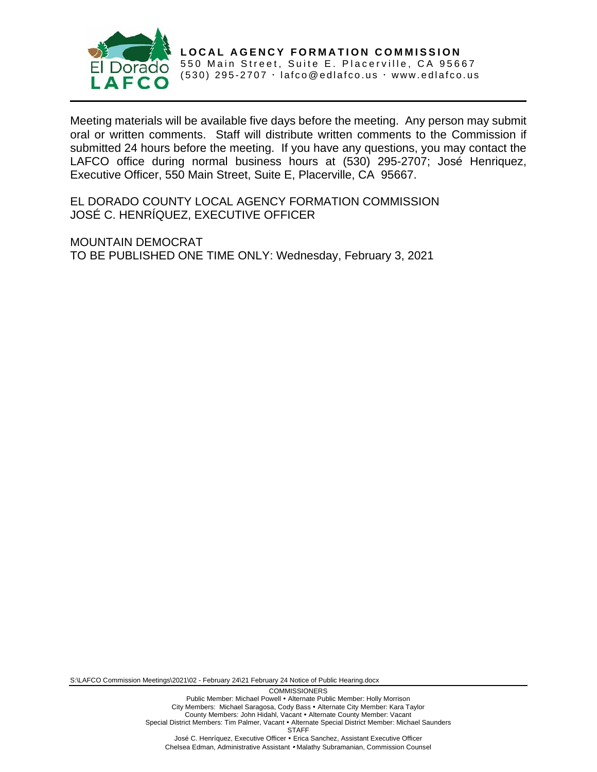**LOCAL AGENCY FORMATION COMMISSION**
550 Main Street, Suite E. Placerville, CA 95667
(530) 295-2707 · lafco@edlafco.us · www.edlafco.us

Meeting materials will be available five days before the meeting. Any person may submit oral or written comments. Staff will distribute written comments to the Commission if submitted 24 hours before the meeting. If you have any questions, you may contact the LAFCO office during normal business hours at (530) 295-2707; José Henriquez, Executive Officer, 550 Main Street, Suite E, Placerville, CA 95667.

EL DORADO COUNTY LOCAL AGENCY FORMATION COMMISSION
JOSÉ C. HENRÍQUEZ, EXECUTIVE OFFICER

MOUNTAIN DEMOCRAT
TO BE PUBLISHED ONE TIME ONLY: Wednesday, February 3, 2021

S:\LAFCO Commission Meetings\2021\02 - February 24\21 February 24 Notice of Public Hearing.docx

COMMISSIONERS
Public Member: Michael Powell • Alternate Public Member: Holly Morrison
City Members: Michael Saragosa, Cody Bass • Alternate City Member: Kara Taylor
County Members: John Hidahl, Vacant • Alternate County Member: Vacant
Special District Members: Tim Palmer, Vacant • Alternate Special District Member: Michael Saunders
STAFF
José C. Henríquez, Executive Officer • Erica Sanchez, Assistant Executive Officer
Chelsea Edman, Administrative Assistant • Malathy Subramanian, Commission Counsel